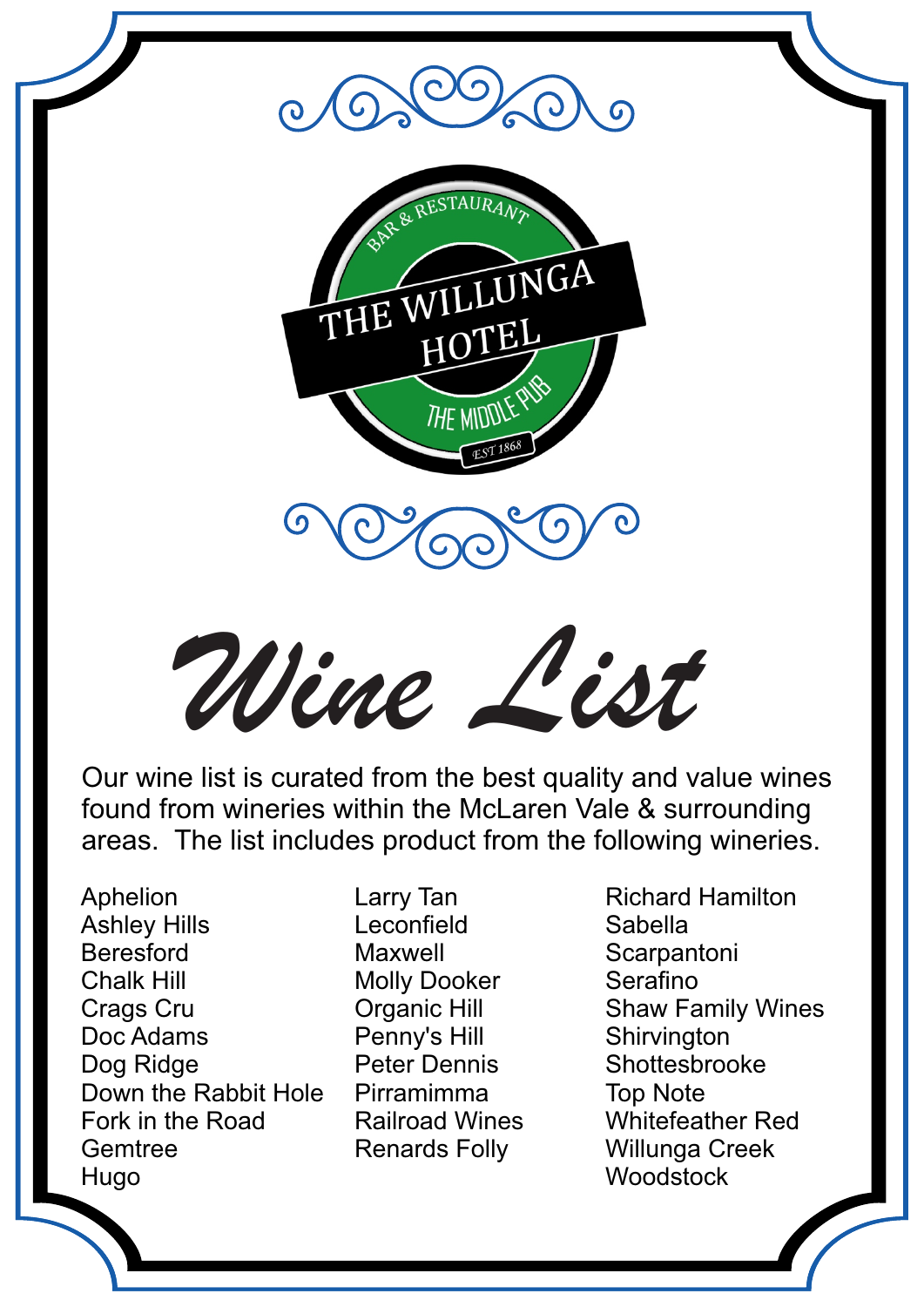BAR & RESTAURANT

THE WILLUNGA HOTEL

THE MIDDLE PUB

EST 1868

# *Wine List*

Our wine list is curated from the best quality and value wines found from wineries within the McLaren Vale & surrounding areas. The list includes product from the following wineries.

- Aphelion
- Ashley Hills
- Beresford
- Chalk Hill
- Crags Cru
- Doc Adams
- Dog Ridge
- Down the Rabbit Hole
- Fork in the Road
- Gemtree
- Hugo
- Larry Tan
- Leconfield
- Maxwell
- Molly Dooker
- Organic Hill
- Penny's Hill
- Peter Dennis
- Pirramimma
- Railroad Wines
- Renards Folly
- Richard Hamilton
- Sabella
- Scarpantoni
- Serafino
- Shaw Family Wines
- Shirvington
- Shottesbrooke
- Top Note
- Whitefeather Red
- Willunga Creek
- Woodstock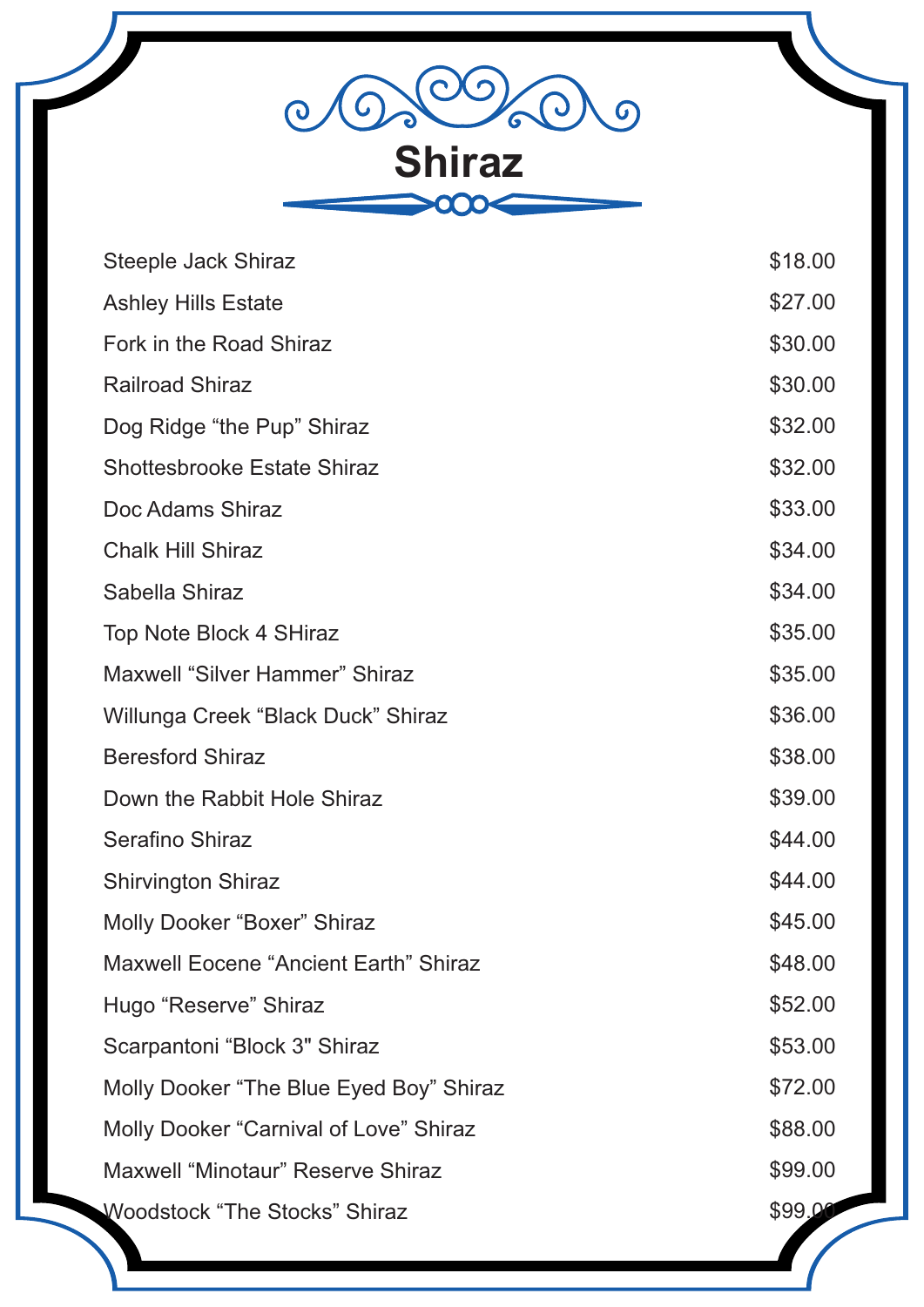# Shiraz

| | |
|---|---|
| Steeple Jack Shiraz | $18.00 |
| Ashley Hills Estate | $27.00 |
| Fork in the Road Shiraz | $30.00 |
| Railroad Shiraz | $30.00 |
| Dog Ridge “the Pup” Shiraz | $32.00 |
| Shottesbrooke Estate Shiraz | $32.00 |
| Doc Adams Shiraz | $33.00 |
| Chalk Hill Shiraz | $34.00 |
| Sabella Shiraz | $34.00 |
| Top Note Block 4 SHiraz | $35.00 |
| Maxwell “Silver Hammer” Shiraz | $35.00 |
| Willunga Creek “Black Duck” Shiraz | $36.00 |
| Beresford Shiraz | $38.00 |
| Down the Rabbit Hole Shiraz | $39.00 |
| Serafino Shiraz | $44.00 |
| Shirvington Shiraz | $44.00 |
| Molly Dooker “Boxer” Shiraz | $45.00 |
| Maxwell Eocene “Ancient Earth” Shiraz | $48.00 |
| Hugo “Reserve” Shiraz | $52.00 |
| Scarpantoni “Block 3" Shiraz | $53.00 |
| Molly Dooker “The Blue Eyed Boy” Shiraz | $72.00 |
| Molly Dooker “Carnival of Love” Shiraz | $88.00 |
| Maxwell “Minotaur” Reserve Shiraz | $99.00 |
| Woodstock “The Stocks” Shiraz | $99.00 |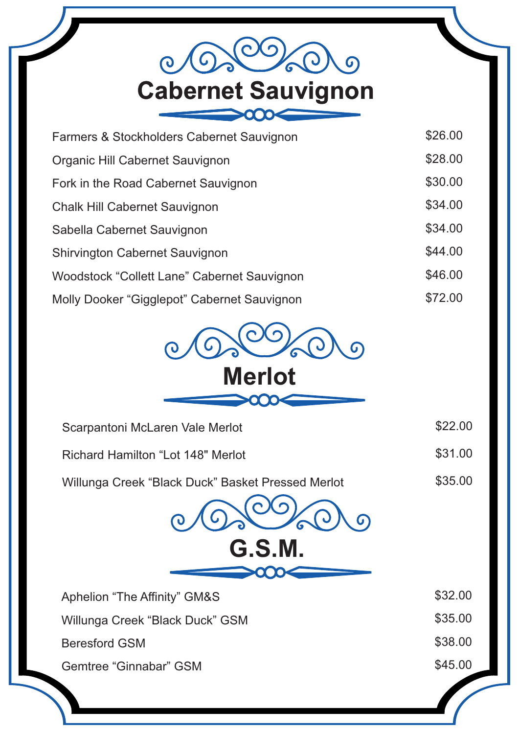# Cabernet Sauvignon

| | |
|---|---|
| Farmers & Stockholders Cabernet Sauvignon | $26.00 |
| Organic Hill Cabernet Sauvignon | $28.00 |
| Fork in the Road Cabernet Sauvignon | $30.00 |
| Chalk Hill Cabernet Sauvignon | $34.00 |
| Sabella Cabernet Sauvignon | $34.00 |
| Shirvington Cabernet Sauvignon | $44.00 |
| Woodstock “Collett Lane” Cabernet Sauvignon | $46.00 |
| Molly Dooker “Gigglepot” Cabernet Sauvignon | $72.00 |

# Merlot

| | |
|---|---|
| Scarpantoni McLaren Vale Merlot | $22.00 |
| Richard Hamilton “Lot 148" Merlot | $31.00 |
| Willunga Creek “Black Duck” Basket Pressed Merlot | $35.00 |

# G.S.M.

| | |
|---|---|
| Aphelion “The Affinity” GM&S | $32.00 |
| Willunga Creek “Black Duck” GSM | $35.00 |
| Beresford GSM | $38.00 |
| Gemtree “Ginnabar” GSM | $45.00 |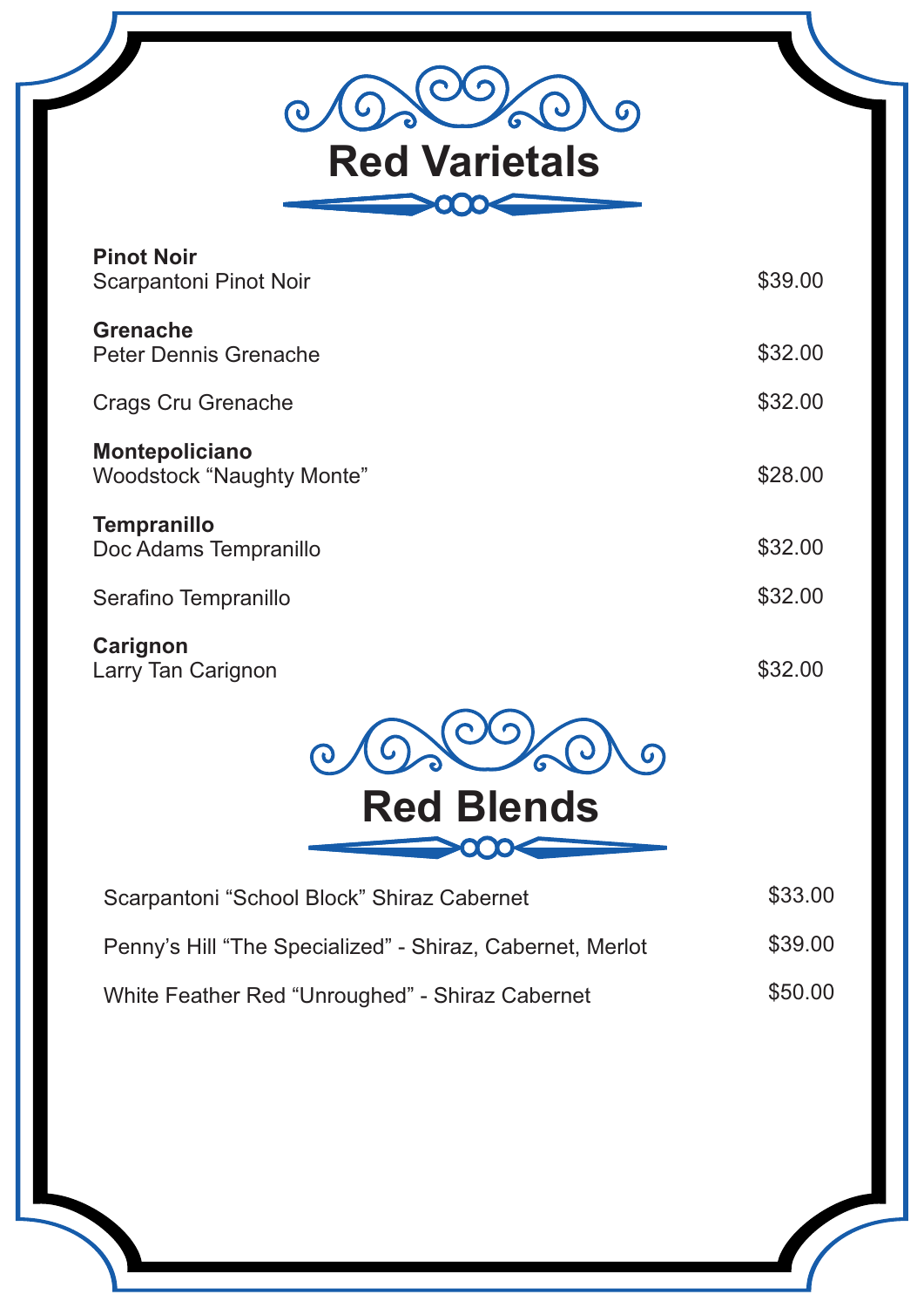# Red Varietals

**Pinot Noir**

Scarpantoni Pinot Noir $39.00

**Grenache**

Peter Dennis Grenache $32.00

Crags Cru Grenache $32.00

**Montepoliciano**

Woodstock “Naughty Monte” $28.00

**Tempranillo**

Doc Adams Tempranillo $32.00

Serafino Tempranillo $32.00

**Carignon**

Larry Tan Carignon $32.00

# Red Blends

Scarpantoni “School Block” Shiraz Cabernet $33.00

Penny’s Hill “The Specialized” - Shiraz, Cabernet, Merlot $39.00

White Feather Red “Unroughed” - Shiraz Cabernet $50.00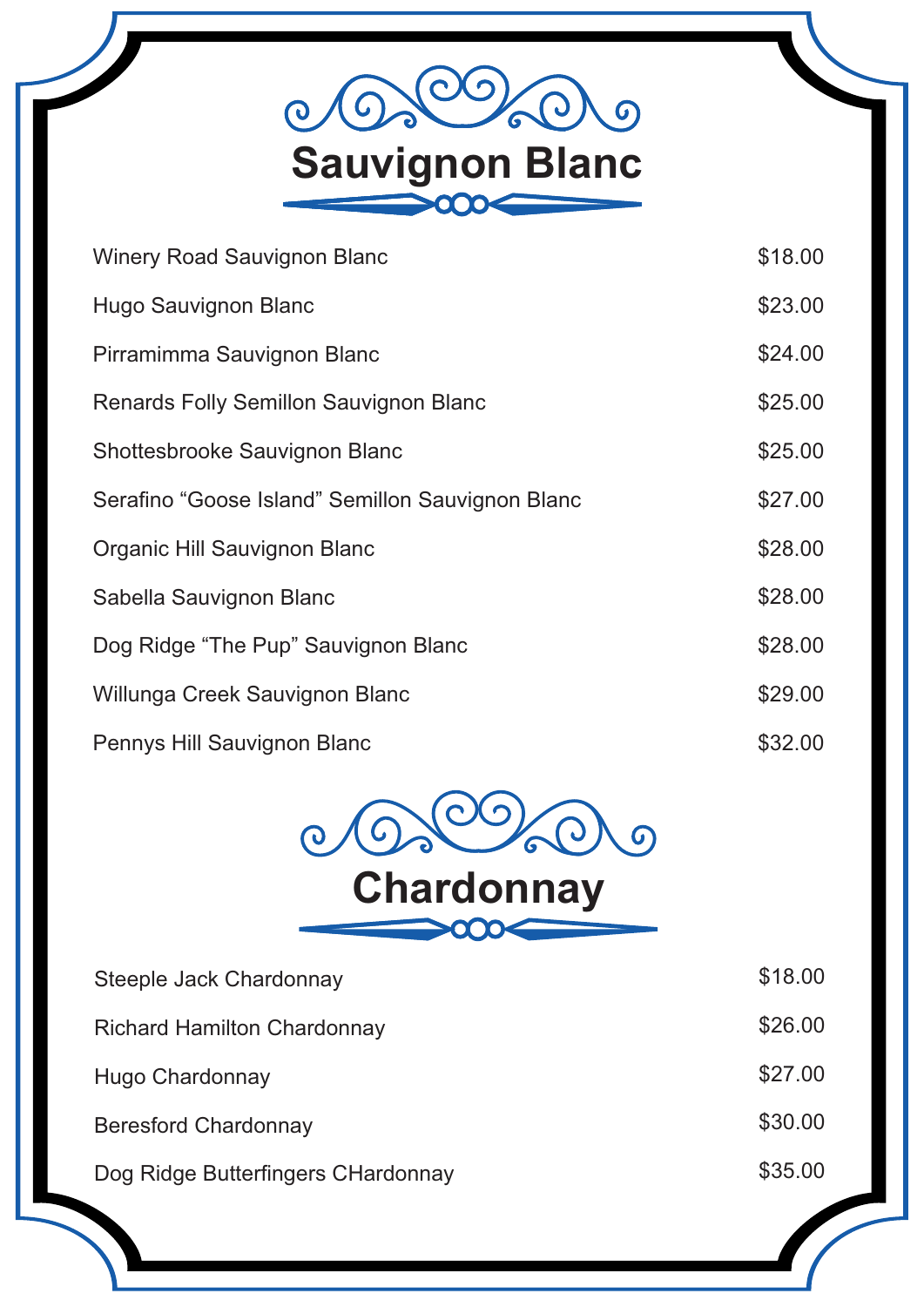# Sauvignon Blanc

| | |
|---|---|
| Winery Road Sauvignon Blanc | $18.00 |
| Hugo Sauvignon Blanc | $23.00 |
| Pirramimma Sauvignon Blanc | $24.00 |
| Renards Folly Semillon Sauvignon Blanc | $25.00 |
| Shottesbrooke Sauvignon Blanc | $25.00 |
| Serafino “Goose Island” Semillon Sauvignon Blanc | $27.00 |
| Organic Hill Sauvignon Blanc | $28.00 |
| Sabella Sauvignon Blanc | $28.00 |
| Dog Ridge “The Pup” Sauvignon Blanc | $28.00 |
| Willunga Creek Sauvignon Blanc | $29.00 |
| Pennys Hill Sauvignon Blanc | $32.00 |

# Chardonnay

| | |
|---|---|
| Steeple Jack Chardonnay | $18.00 |
| Richard Hamilton Chardonnay | $26.00 |
| Hugo Chardonnay | $27.00 |
| Beresford Chardonnay | $30.00 |
| Dog Ridge Butterfingers CHardonnay | $35.00 |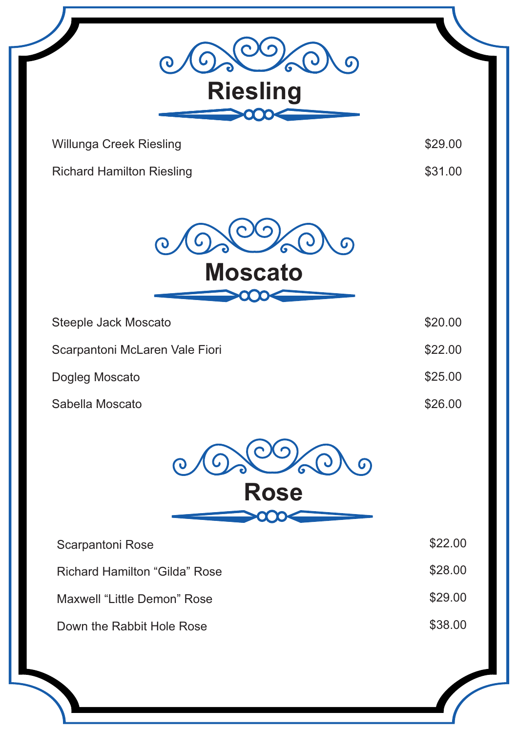# Riesling

| | |
|---|---|
| Willunga Creek Riesling | $29.00 |
| Richard Hamilton Riesling | $31.00 |

# Moscato

| | |
|---|---|
| Steeple Jack Moscato | $20.00 |
| Scarpantoni McLaren Vale Fiori | $22.00 |
| Dogleg Moscato | $25.00 |
| Sabella Moscato | $26.00 |

# Rose

| | |
|---|---|
| Scarpantoni Rose | $22.00 |
| Richard Hamilton “Gilda” Rose | $28.00 |
| Maxwell “Little Demon” Rose | $29.00 |
| Down the Rabbit Hole Rose | $38.00 |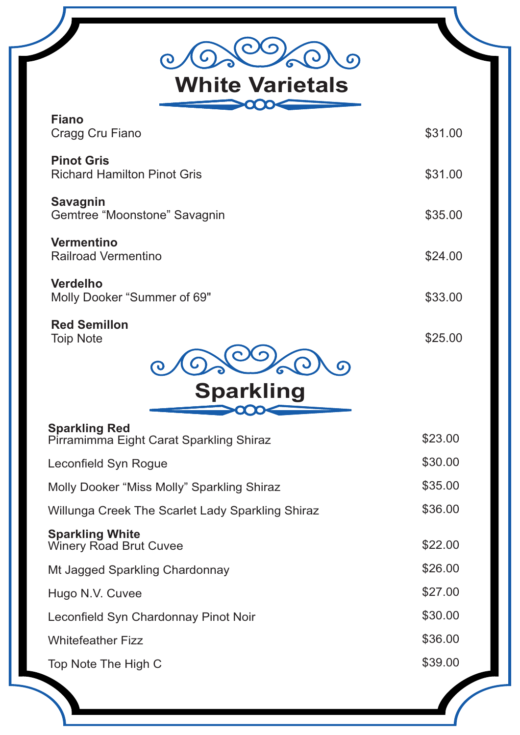# White Varietals

**Fiano**
Cragg Cru Fiano $31.00

**Pinot Gris**
Richard Hamilton Pinot Gris $31.00

**Savagnin**
Gemtree “Moonstone” Savagnin $35.00

**Vermentino**
Railroad Vermentino $24.00

**Verdelho**
Molly Dooker “Summer of 69" $33.00

**Red Semillon**
Toip Note $25.00

# Sparkling

**Sparkling Red**
Pirramimma Eight Carat Sparkling Shiraz $23.00

Leconfield Syn Rogue $30.00

Molly Dooker “Miss Molly” Sparkling Shiraz $35.00

Willunga Creek The Scarlet Lady Sparkling Shiraz $36.00

**Sparkling White**
Winery Road Brut Cuvee $22.00

Mt Jagged Sparkling Chardonnay $26.00

Hugo N.V. Cuvee $27.00

Leconfield Syn Chardonnay Pinot Noir $30.00

Whitefeather Fizz $36.00

Top Note The High C $39.00